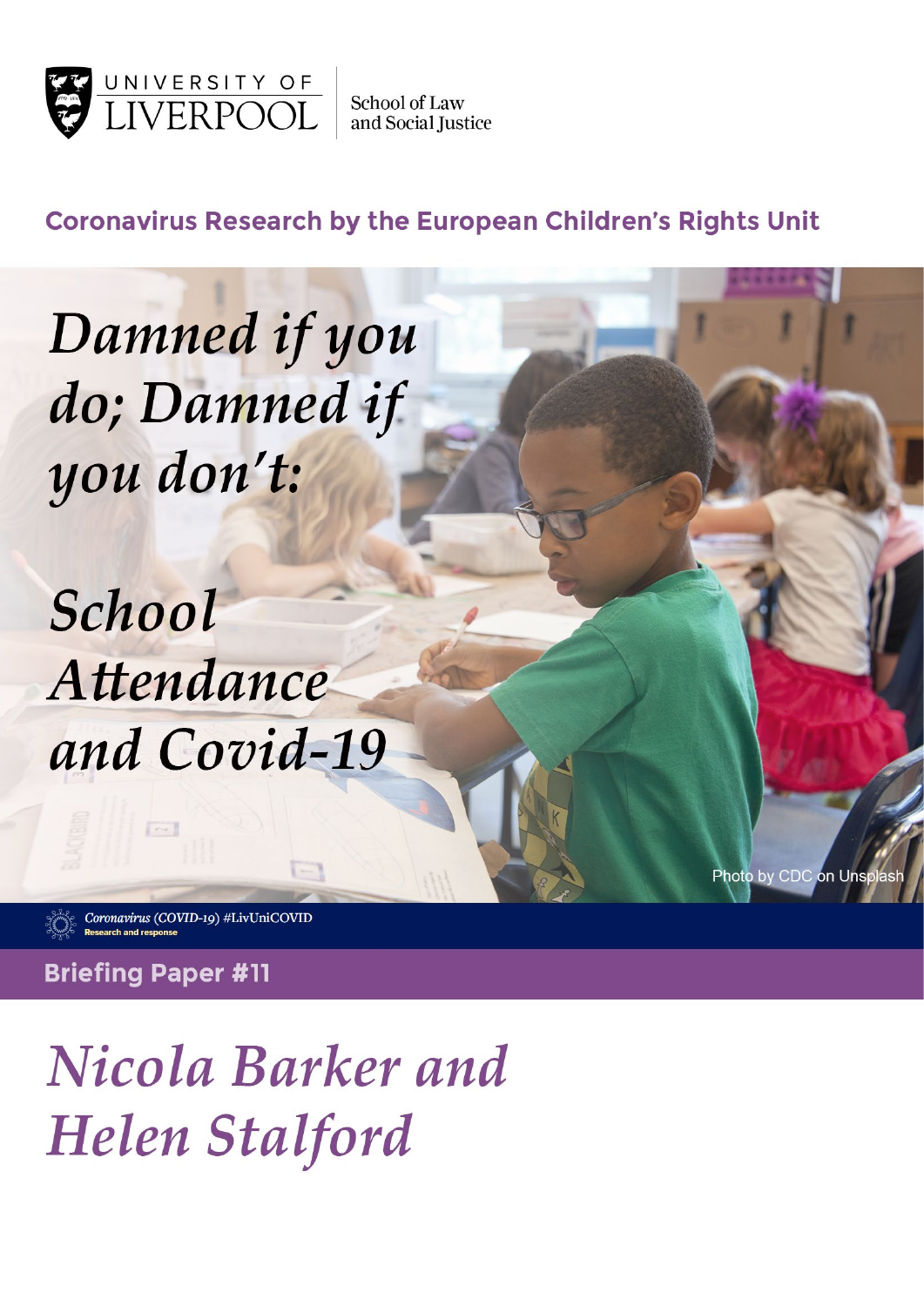UNIVERSITY OF LIVERPOOL

School of Law and Social Justice

**Coronavirus Research by the European Children's Rights Unit**

# *Damned if you do; Damned if you don't: School Attendance and Covid-19*

Photo by CDC on Unsplash

*Coronavirus (COVID-19)* #LivUniCOVID
Research and response

**Briefing Paper #11**

## *Nicola Barker and Helen Stalford*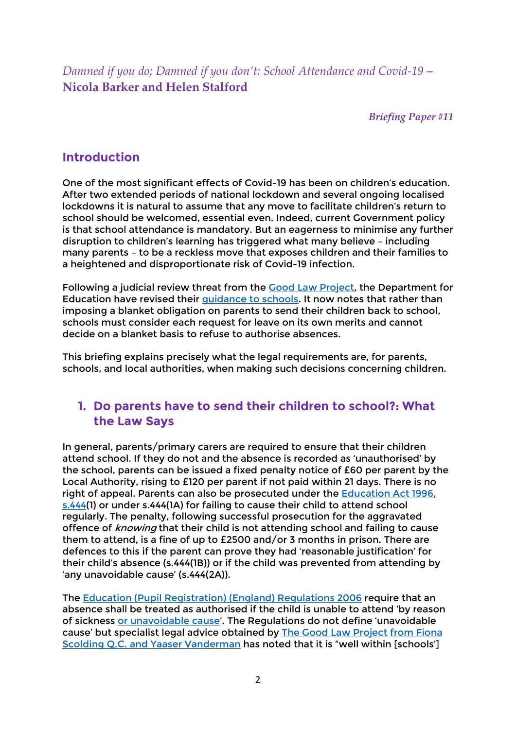*Damned if you do; Damned if you don't: School Attendance and Covid-19* – **Nicola Barker and Helen Stalford**

***Briefing Paper #11***

## Introduction

One of the most significant effects of Covid-19 has been on children's education. After two extended periods of national lockdown and several ongoing localised lockdowns it is natural to assume that any move to facilitate children's return to school should be welcomed, essential even. Indeed, current Government policy is that school attendance is mandatory. But an eagerness to minimise any further disruption to children's learning has triggered what many believe – including many parents – to be a reckless move that exposes children and their families to a heightened and disproportionate risk of Covid-19 infection.

Following a judicial review threat from the Good Law Project, the Department for Education have revised their guidance to schools. It now notes that rather than imposing a blanket obligation on parents to send their children back to school, schools must consider each request for leave on its own merits and cannot decide on a blanket basis to refuse to authorise absences.

This briefing explains precisely what the legal requirements are, for parents, schools, and local authorities, when making such decisions concerning children.

## 1. Do parents have to send their children to school?: What the Law Says

In general, parents/primary carers are required to ensure that their children attend school. If they do not and the absence is recorded as 'unauthorised' by the school, parents can be issued a fixed penalty notice of £60 per parent by the Local Authority, rising to £120 per parent if not paid within 21 days. There is no right of appeal. Parents can also be prosecuted under the Education Act 1996, s.444(1) or under s.444(1A) for failing to cause their child to attend school regularly. The penalty, following successful prosecution for the aggravated offence of *knowing* that their child is not attending school and failing to cause them to attend, is a fine of up to £2500 and/or 3 months in prison. There are defences to this if the parent can prove they had 'reasonable justification' for their child's absence (s.444(1B)) or if the child was prevented from attending by 'any unavoidable cause' (s.444(2A)).

The Education (Pupil Registration) (England) Regulations 2006 require that an absence shall be treated as authorised if the child is unable to attend 'by reason of sickness or unavoidable cause'. The Regulations do not define 'unavoidable cause' but specialist legal advice obtained by The Good Law Project from Fiona Scolding Q.C. and Yaaser Vanderman has noted that it is "well within [schools']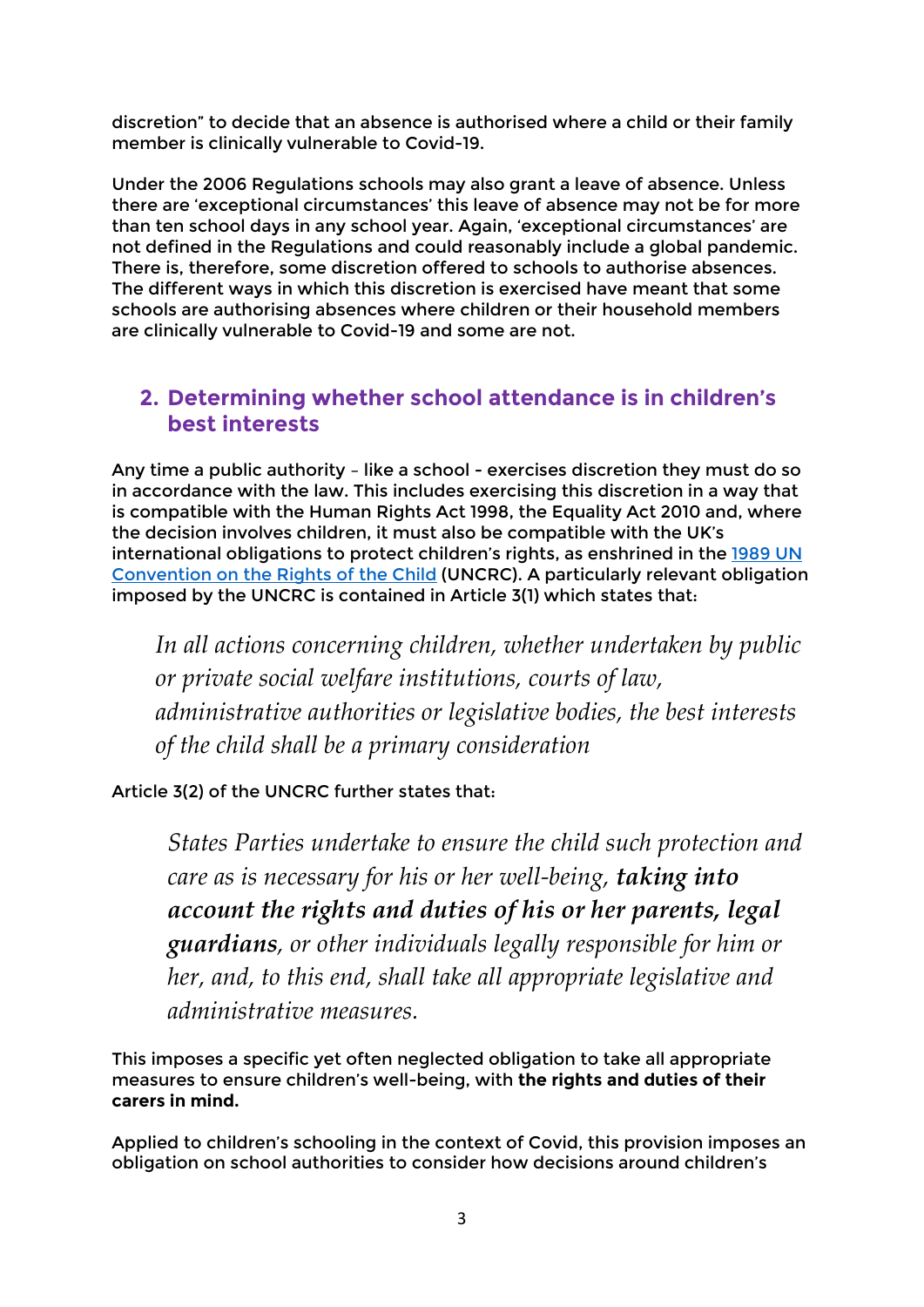discretion" to decide that an absence is authorised where a child or their family member is clinically vulnerable to Covid-19.

Under the 2006 Regulations schools may also grant a leave of absence. Unless there are 'exceptional circumstances' this leave of absence may not be for more than ten school days in any school year. Again, 'exceptional circumstances' are not defined in the Regulations and could reasonably include a global pandemic. There is, therefore, some discretion offered to schools to authorise absences. The different ways in which this discretion is exercised have meant that some schools are authorising absences where children or their household members are clinically vulnerable to Covid-19 and some are not.

## 2. Determining whether school attendance is in children's best interests

Any time a public authority – like a school - exercises discretion they must do so in accordance with the law. This includes exercising this discretion in a way that is compatible with the Human Rights Act 1998, the Equality Act 2010 and, where the decision involves children, it must also be compatible with the UK's international obligations to protect children's rights, as enshrined in the [1989 UN Convention on the Rights of the Child](#) (UNCRC). A particularly relevant obligation imposed by the UNCRC is contained in Article 3(1) which states that:

> *In all actions concerning children, whether undertaken by public or private social welfare institutions, courts of law, administrative authorities or legislative bodies, the best interests of the child shall be a primary consideration*

Article 3(2) of the UNCRC further states that:

> *States Parties undertake to ensure the child such protection and care as is necessary for his or her well-being, **taking into account the rights and duties of his or her parents, legal guardians**, or other individuals legally responsible for him or her, and, to this end, shall take all appropriate legislative and administrative measures.*

This imposes a specific yet often neglected obligation to take all appropriate measures to ensure children's well-being, with **the rights and duties of their carers in mind.**

Applied to children's schooling in the context of Covid, this provision imposes an obligation on school authorities to consider how decisions around children's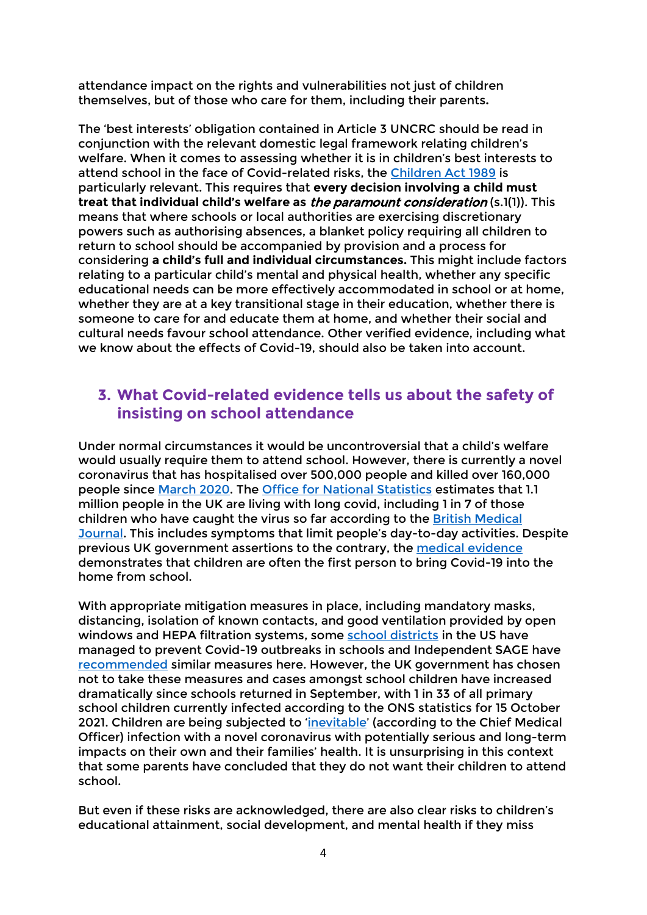attendance impact on the rights and vulnerabilities not just of children themselves, but of those who care for them, including their parents**.**

The 'best interests' obligation contained in Article 3 UNCRC should be read in conjunction with the relevant domestic legal framework relating children's welfare. When it comes to assessing whether it is in children's best interests to attend school in the face of Covid-related risks, the Children Act 1989 is particularly relevant. This requires that **every decision involving a child must treat that individual child's welfare as *the paramount consideration*** (s.1(1)). This means that where schools or local authorities are exercising discretionary powers such as authorising absences, a blanket policy requiring all children to return to school should be accompanied by provision and a process for considering **a child's full and individual circumstances.** This might include factors relating to a particular child's mental and physical health, whether any specific educational needs can be more effectively accommodated in school or at home, whether they are at a key transitional stage in their education, whether there is someone to care for and educate them at home, and whether their social and cultural needs favour school attendance. Other verified evidence, including what we know about the effects of Covid-19, should also be taken into account.

## 3. What Covid-related evidence tells us about the safety of insisting on school attendance

Under normal circumstances it would be uncontroversial that a child's welfare would usually require them to attend school. However, there is currently a novel coronavirus that has hospitalised over 500,000 people and killed over 160,000 people since March 2020. The Office for National Statistics estimates that 1.1 million people in the UK are living with long covid, including 1 in 7 of those children who have caught the virus so far according to the British Medical Journal. This includes symptoms that limit people's day-to-day activities. Despite previous UK government assertions to the contrary, the medical evidence demonstrates that children are often the first person to bring Covid-19 into the home from school.

With appropriate mitigation measures in place, including mandatory masks, distancing, isolation of known contacts, and good ventilation provided by open windows and HEPA filtration systems, some school districts in the US have managed to prevent Covid-19 outbreaks in schools and Independent SAGE have recommended similar measures here. However, the UK government has chosen not to take these measures and cases amongst school children have increased dramatically since schools returned in September, with 1 in 33 of all primary school children currently infected according to the ONS statistics for 15 October 2021. Children are being subjected to 'inevitable' (according to the Chief Medical Officer) infection with a novel coronavirus with potentially serious and long-term impacts on their own and their families' health. It is unsurprising in this context that some parents have concluded that they do not want their children to attend school.

But even if these risks are acknowledged, there are also clear risks to children's educational attainment, social development, and mental health if they miss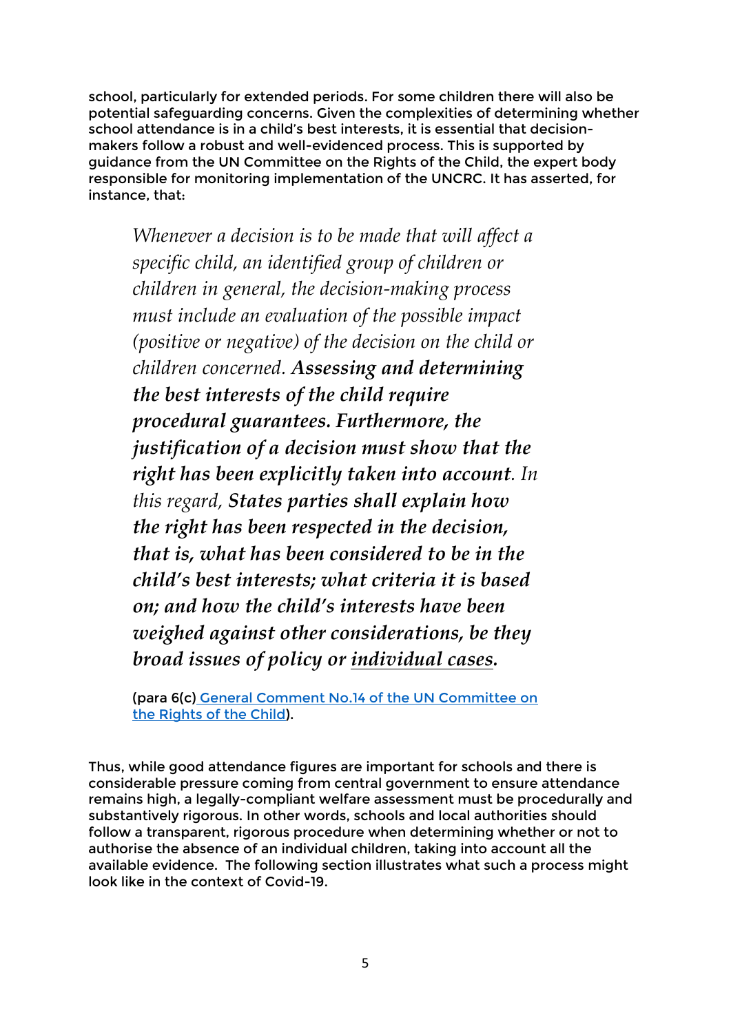school, particularly for extended periods. For some children there will also be potential safeguarding concerns. Given the complexities of determining whether school attendance is in a child's best interests, it is essential that decision-makers follow a robust and well-evidenced process. This is supported by guidance from the UN Committee on the Rights of the Child, the expert body responsible for monitoring implementation of the UNCRC. It has asserted, for instance, that:

> *Whenever a decision is to be made that will affect a specific child, an identified group of children or children in general, the decision-making process must include an evaluation of the possible impact (positive or negative) of the decision on the child or children concerned.* ***Assessing and determining the best interests of the child require procedural guarantees. Furthermore, the justification of a decision must show that the right has been explicitly taken into account****. In this regard,* ***States parties shall explain how the right has been respected in the decision, that is, what has been considered to be in the child's best interests; what criteria it is based on; and how the child's interests have been weighed against other considerations, be they broad issues of policy or <u>individual cases</u>.***
>
> **(para 6(c) [General Comment No.14 of the UN Committee on the Rights of the Child](#)).**

Thus, while good attendance figures are important for schools and there is considerable pressure coming from central government to ensure attendance remains high, a legally-compliant welfare assessment must be procedurally and substantively rigorous. In other words, schools and local authorities should follow a transparent, rigorous procedure when determining whether or not to authorise the absence of an individual children, taking into account all the available evidence. The following section illustrates what such a process might look like in the context of Covid-19.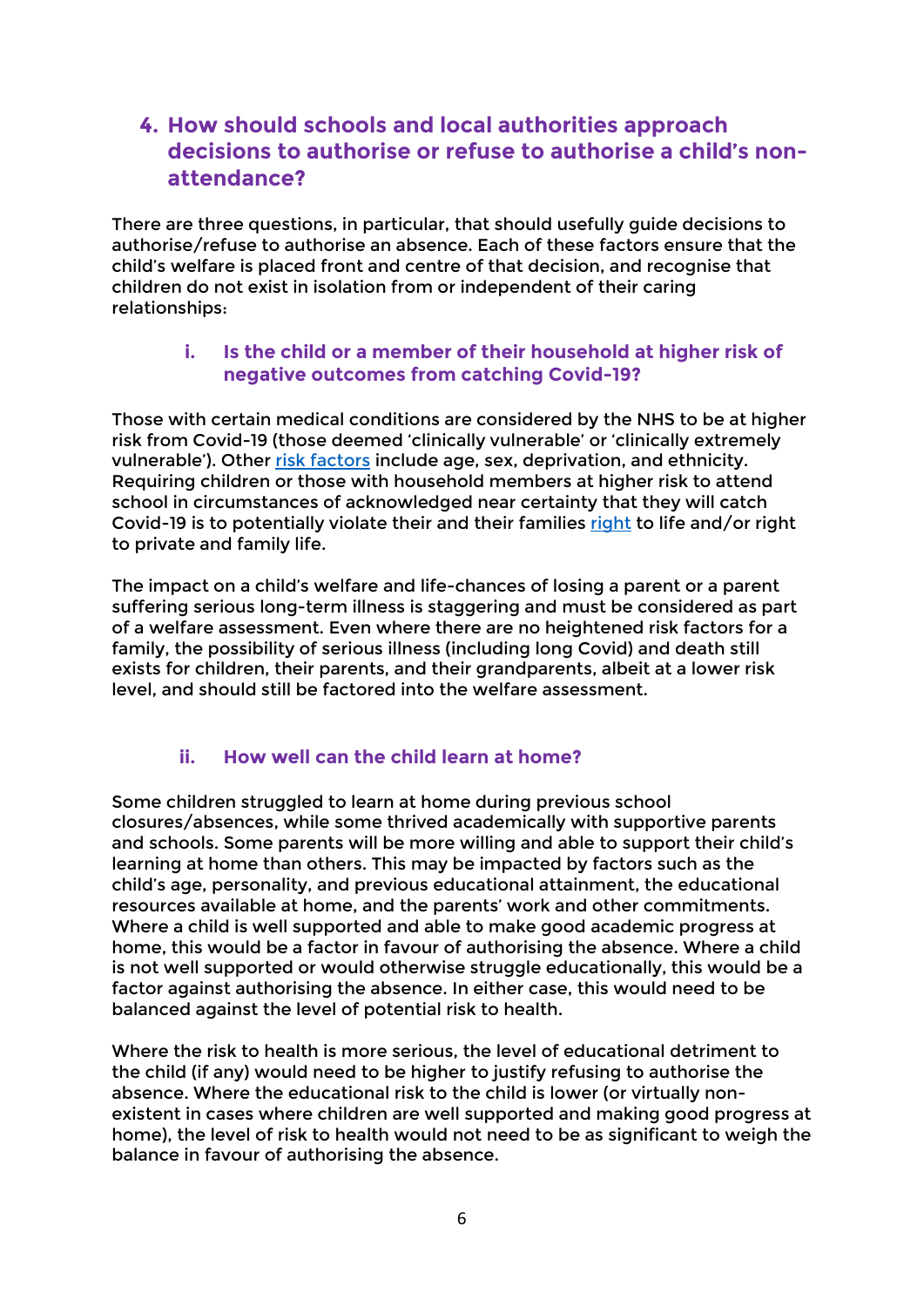## 4. How should schools and local authorities approach decisions to authorise or refuse to authorise a child's non-attendance?

There are three questions, in particular, that should usefully guide decisions to authorise/refuse to authorise an absence. Each of these factors ensure that the child's welfare is placed front and centre of that decision, and recognise that children do not exist in isolation from or independent of their caring relationships:

### i. Is the child or a member of their household at higher risk of negative outcomes from catching Covid-19?

Those with certain medical conditions are considered by the NHS to be at higher risk from Covid-19 (those deemed 'clinically vulnerable' or 'clinically extremely vulnerable'). Other risk factors include age, sex, deprivation, and ethnicity. Requiring children or those with household members at higher risk to attend school in circumstances of acknowledged near certainty that they will catch Covid-19 is to potentially violate their and their families right to life and/or right to private and family life.

The impact on a child's welfare and life-chances of losing a parent or a parent suffering serious long-term illness is staggering and must be considered as part of a welfare assessment. Even where there are no heightened risk factors for a family, the possibility of serious illness (including long Covid) and death still exists for children, their parents, and their grandparents, albeit at a lower risk level, and should still be factored into the welfare assessment.

### ii. How well can the child learn at home?

Some children struggled to learn at home during previous school closures/absences, while some thrived academically with supportive parents and schools. Some parents will be more willing and able to support their child's learning at home than others. This may be impacted by factors such as the child's age, personality, and previous educational attainment, the educational resources available at home, and the parents' work and other commitments. Where a child is well supported and able to make good academic progress at home, this would be a factor in favour of authorising the absence. Where a child is not well supported or would otherwise struggle educationally, this would be a factor against authorising the absence. In either case, this would need to be balanced against the level of potential risk to health.

Where the risk to health is more serious, the level of educational detriment to the child (if any) would need to be higher to justify refusing to authorise the absence. Where the educational risk to the child is lower (or virtually non-existent in cases where children are well supported and making good progress at home), the level of risk to health would not need to be as significant to weigh the balance in favour of authorising the absence.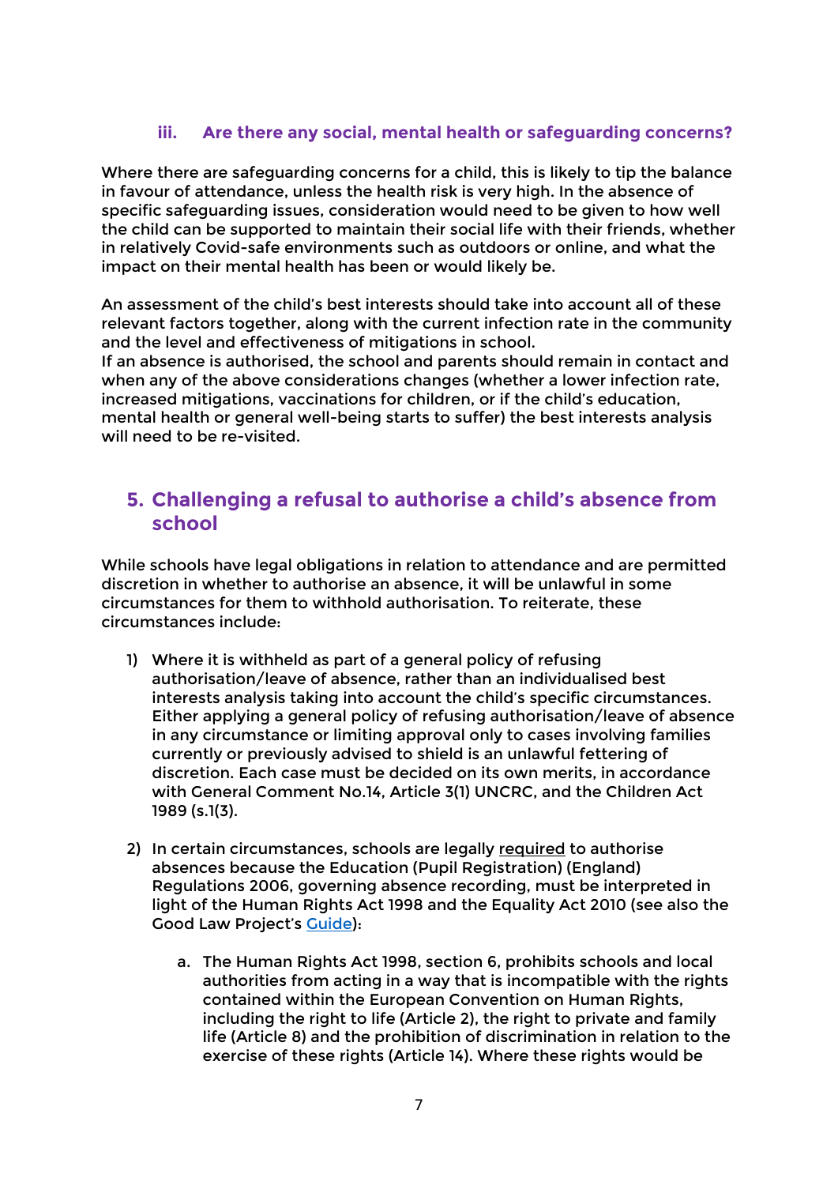### iii. Are there any social, mental health or safeguarding concerns?

Where there are safeguarding concerns for a child, this is likely to tip the balance in favour of attendance, unless the health risk is very high. In the absence of specific safeguarding issues, consideration would need to be given to how well the child can be supported to maintain their social life with their friends, whether in relatively Covid-safe environments such as outdoors or online, and what the impact on their mental health has been or would likely be.

An assessment of the child's best interests should take into account all of these relevant factors together, along with the current infection rate in the community and the level and effectiveness of mitigations in school.
If an absence is authorised, the school and parents should remain in contact and when any of the above considerations changes (whether a lower infection rate, increased mitigations, vaccinations for children, or if the child's education, mental health or general well-being starts to suffer) the best interests analysis will need to be re-visited.

## 5. Challenging a refusal to authorise a child's absence from school

While schools have legal obligations in relation to attendance and are permitted discretion in whether to authorise an absence, it will be unlawful in some circumstances for them to withhold authorisation. To reiterate, these circumstances include:

1) Where it is withheld as part of a general policy of refusing authorisation/leave of absence, rather than an individualised best interests analysis taking into account the child's specific circumstances. Either applying a general policy of refusing authorisation/leave of absence in any circumstance or limiting approval only to cases involving families currently or previously advised to shield is an unlawful fettering of discretion. Each case must be decided on its own merits, in accordance with General Comment No.14, Article 3(1) UNCRC, and the Children Act 1989 (s.1(3).

2) In certain circumstances, schools are legally required to authorise absences because the Education (Pupil Registration) (England) Regulations 2006, governing absence recording, must be interpreted in light of the Human Rights Act 1998 and the Equality Act 2010 (see also the Good Law Project's Guide):

    a. The Human Rights Act 1998, section 6, prohibits schools and local authorities from acting in a way that is incompatible with the rights contained within the European Convention on Human Rights, including the right to life (Article 2), the right to private and family life (Article 8) and the prohibition of discrimination in relation to the exercise of these rights (Article 14). Where these rights would be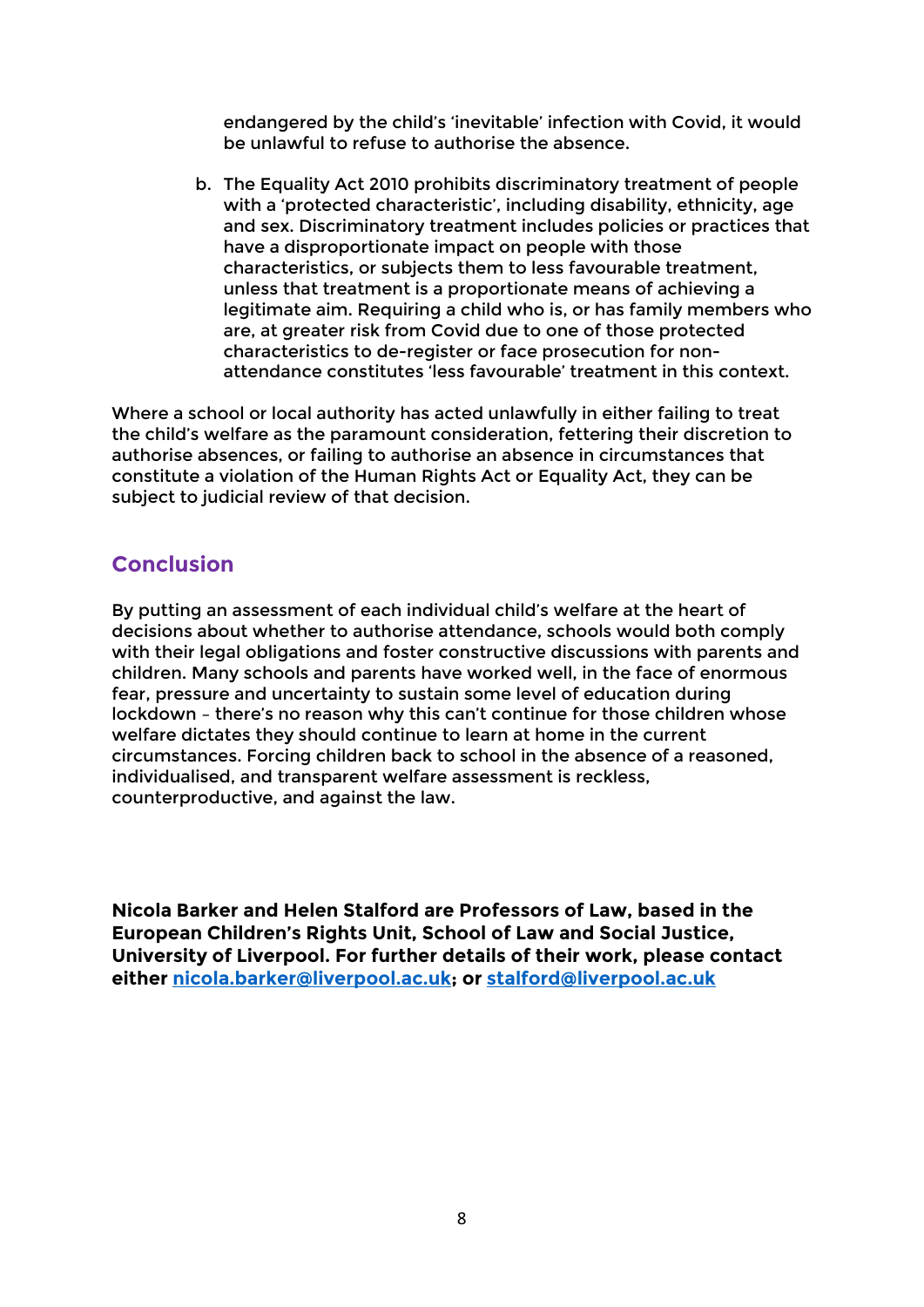endangered by the child's 'inevitable' infection with Covid, it would be unlawful to refuse to authorise the absence.

b. The Equality Act 2010 prohibits discriminatory treatment of people with a 'protected characteristic', including disability, ethnicity, age and sex. Discriminatory treatment includes policies or practices that have a disproportionate impact on people with those characteristics, or subjects them to less favourable treatment, unless that treatment is a proportionate means of achieving a legitimate aim. Requiring a child who is, or has family members who are, at greater risk from Covid due to one of those protected characteristics to de-register or face prosecution for non-attendance constitutes 'less favourable' treatment in this context.

Where a school or local authority has acted unlawfully in either failing to treat the child's welfare as the paramount consideration, fettering their discretion to authorise absences, or failing to authorise an absence in circumstances that constitute a violation of the Human Rights Act or Equality Act, they can be subject to judicial review of that decision.

## Conclusion

By putting an assessment of each individual child's welfare at the heart of decisions about whether to authorise attendance, schools would both comply with their legal obligations and foster constructive discussions with parents and children. Many schools and parents have worked well, in the face of enormous fear, pressure and uncertainty to sustain some level of education during lockdown – there's no reason why this can't continue for those children whose welfare dictates they should continue to learn at home in the current circumstances. Forcing children back to school in the absence of a reasoned, individualised, and transparent welfare assessment is reckless, counterproductive, and against the law.

**Nicola Barker and Helen Stalford are Professors of Law, based in the European Children's Rights Unit, School of Law and Social Justice, University of Liverpool. For further details of their work, please contact either [nicola.barker@liverpool.ac.uk](mailto:nicola.barker@liverpool.ac.uk); or [stalford@liverpool.ac.uk](mailto:stalford@liverpool.ac.uk)**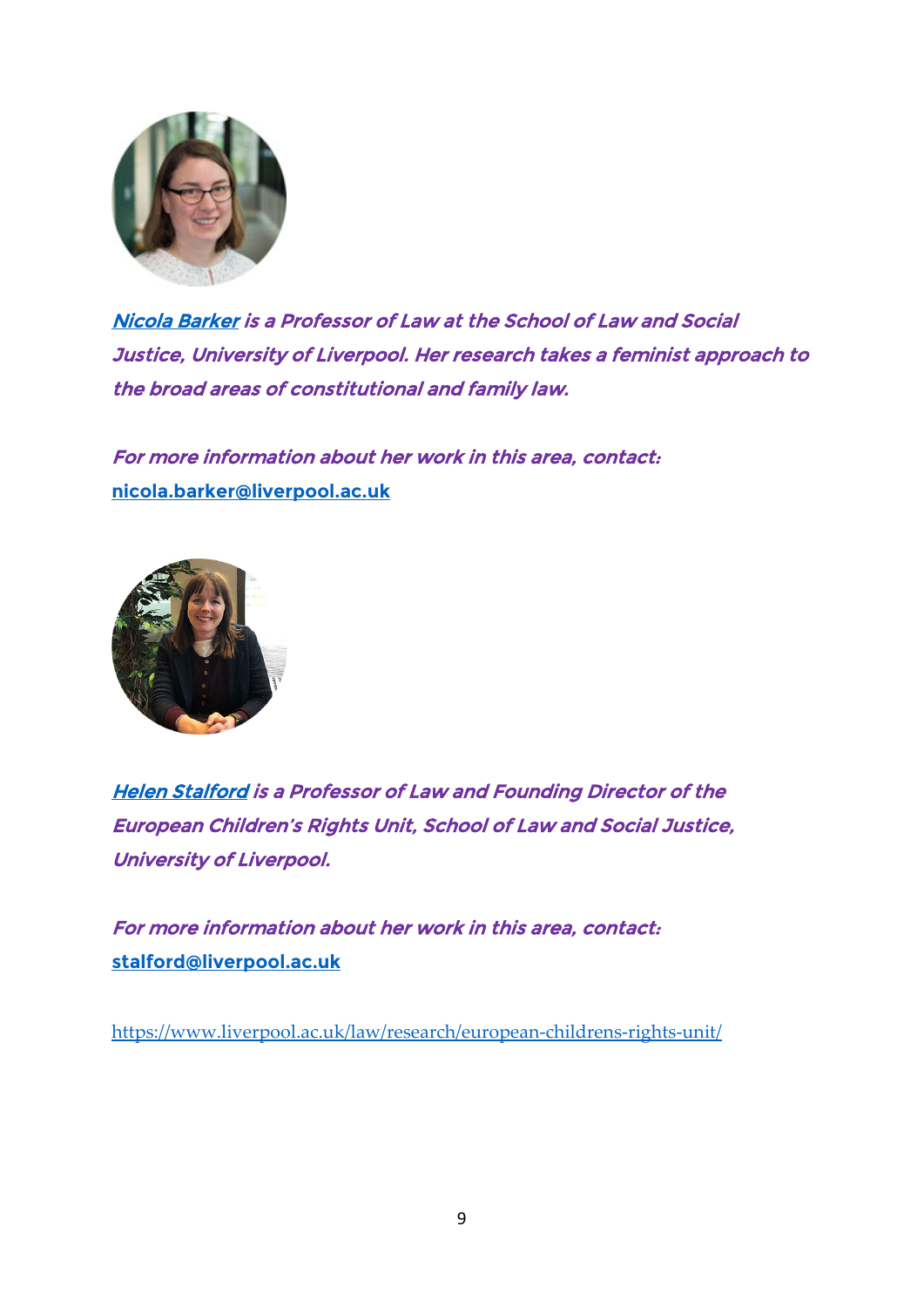***[Nicola Barker](#) is a Professor of Law at the School of Law and Social Justice, University of Liverpool. Her research takes a feminist approach to the broad areas of constitutional and family law.***

***For more information about her work in this area, contact:***
**nicola.barker@liverpool.ac.uk**

***[Helen Stalford](#) is a Professor of Law and Founding Director of the European Children's Rights Unit, School of Law and Social Justice, University of Liverpool.***

***For more information about her work in this area, contact:***
**stalford@liverpool.ac.uk**

https://www.liverpool.ac.uk/law/research/european-childrens-rights-unit/